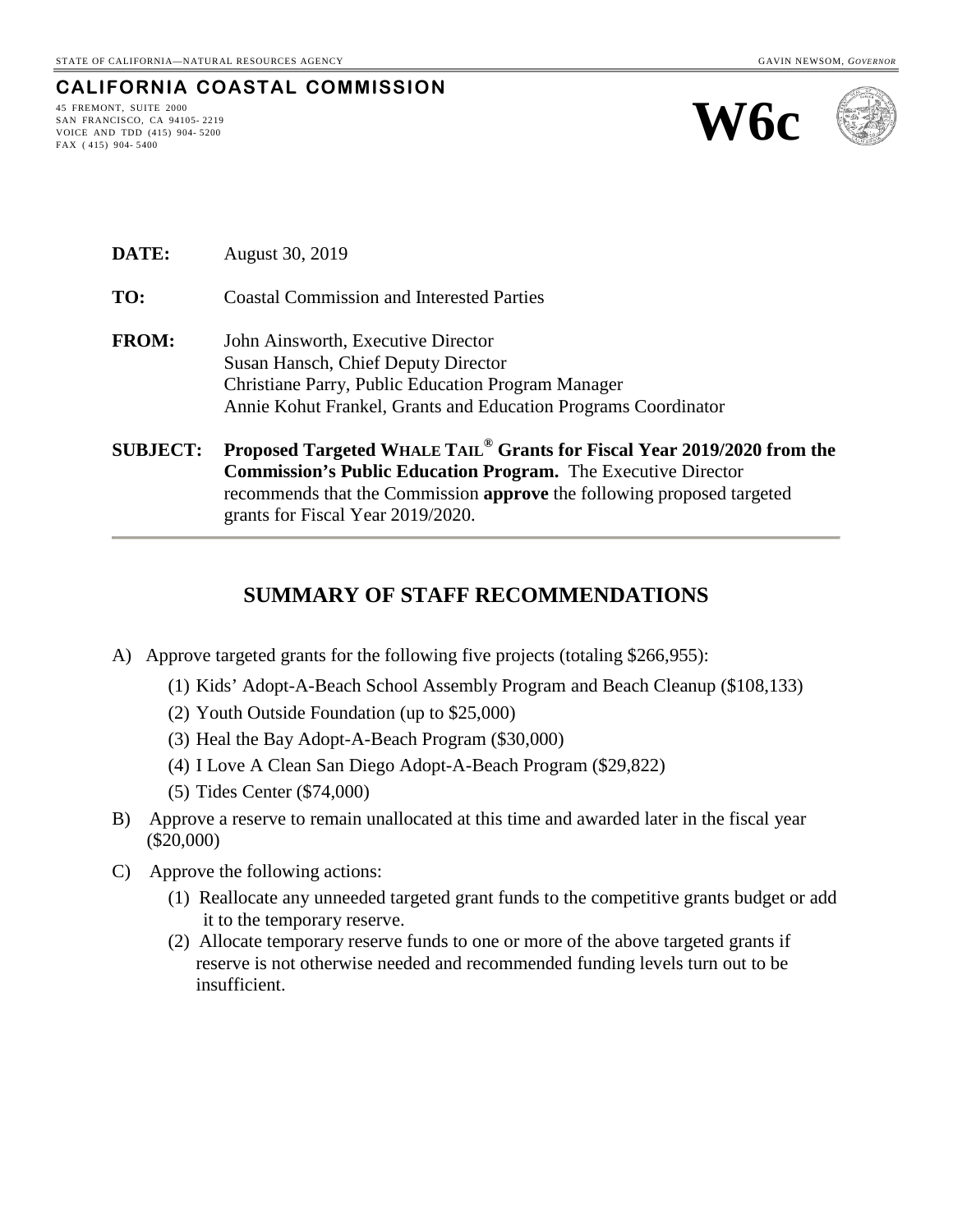STATE OF CALIFORNIA—NATURAL RESOURCES AGENCY GAVIN NEWSOM, *GOVERNOR*

# CALIFORNIA COASTAL COMMISSION

45 FREMONT, SUITE 2000
SAN FRANCISCO, CA 94105-2219
VOICE AND TDD (415) 904-5200
FAX (415) 904-5400

**W6c**

**DATE:** August 30, 2019

**TO:** Coastal Commission and Interested Parties

**FROM:** John Ainsworth, Executive Director
Susan Hansch, Chief Deputy Director
Christiane Parry, Public Education Program Manager
Annie Kohut Frankel, Grants and Education Programs Coordinator

**SUBJECT:** **Proposed Targeted WHALE TAIL® Grants for Fiscal Year 2019/2020 from the Commission's Public Education Program.** The Executive Director recommends that the Commission **approve** the following proposed targeted grants for Fiscal Year 2019/2020.

## SUMMARY OF STAFF RECOMMENDATIONS

A) Approve targeted grants for the following five projects (totaling $266,955):

   (1) Kids' Adopt-A-Beach School Assembly Program and Beach Cleanup ($108,133)
   (2) Youth Outside Foundation (up to $25,000)
   (3) Heal the Bay Adopt-A-Beach Program ($30,000)
   (4) I Love A Clean San Diego Adopt-A-Beach Program ($29,822)
   (5) Tides Center ($74,000)

B) Approve a reserve to remain unallocated at this time and awarded later in the fiscal year ($20,000)

C) Approve the following actions:

   (1) Reallocate any unneeded targeted grant funds to the competitive grants budget or add it to the temporary reserve.
   (2) Allocate temporary reserve funds to one or more of the above targeted grants if reserve is not otherwise needed and recommended funding levels turn out to be insufficient.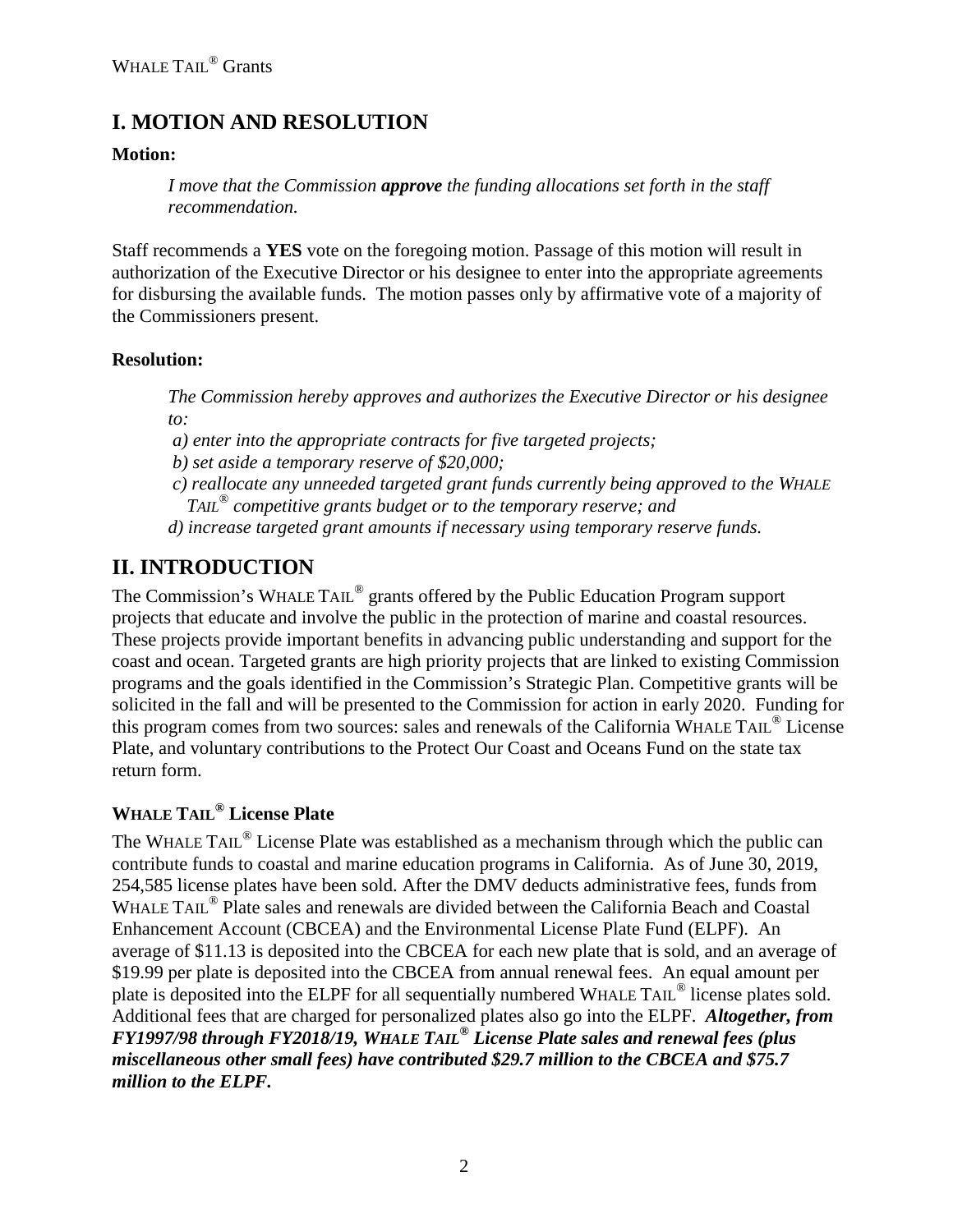# I. MOTION AND RESOLUTION

**Motion:**

*I move that the Commission* ***approve*** *the funding allocations set forth in the staff recommendation.*

Staff recommends a **YES** vote on the foregoing motion. Passage of this motion will result in authorization of the Executive Director or his designee to enter into the appropriate agreements for disbursing the available funds. The motion passes only by affirmative vote of a majority of the Commissioners present.

**Resolution:**

*The Commission hereby approves and authorizes the Executive Director or his designee to:*

*a) enter into the appropriate contracts for five targeted projects;*

*b) set aside a temporary reserve of $20,000;*

*c) reallocate any unneeded targeted grant funds currently being approved to the WHALE TAIL® competitive grants budget or to the temporary reserve; and*

*d) increase targeted grant amounts if necessary using temporary reserve funds.*

# II. INTRODUCTION

The Commission's WHALE TAIL® grants offered by the Public Education Program support projects that educate and involve the public in the protection of marine and coastal resources. These projects provide important benefits in advancing public understanding and support for the coast and ocean. Targeted grants are high priority projects that are linked to existing Commission programs and the goals identified in the Commission's Strategic Plan. Competitive grants will be solicited in the fall and will be presented to the Commission for action in early 2020. Funding for this program comes from two sources: sales and renewals of the California WHALE TAIL® License Plate, and voluntary contributions to the Protect Our Coast and Oceans Fund on the state tax return form.

### WHALE TAIL® License Plate

The WHALE TAIL® License Plate was established as a mechanism through which the public can contribute funds to coastal and marine education programs in California. As of June 30, 2019, 254,585 license plates have been sold. After the DMV deducts administrative fees, funds from WHALE TAIL® Plate sales and renewals are divided between the California Beach and Coastal Enhancement Account (CBCEA) and the Environmental License Plate Fund (ELPF). An average of $11.13 is deposited into the CBCEA for each new plate that is sold, and an average of $19.99 per plate is deposited into the CBCEA from annual renewal fees. An equal amount per plate is deposited into the ELPF for all sequentially numbered WHALE TAIL® license plates sold. Additional fees that are charged for personalized plates also go into the ELPF. ***Altogether, from FY1997/98 through FY2018/19, WHALE TAIL® License Plate sales and renewal fees (plus miscellaneous other small fees) have contributed $29.7 million to the CBCEA and $75.7 million to the ELPF.***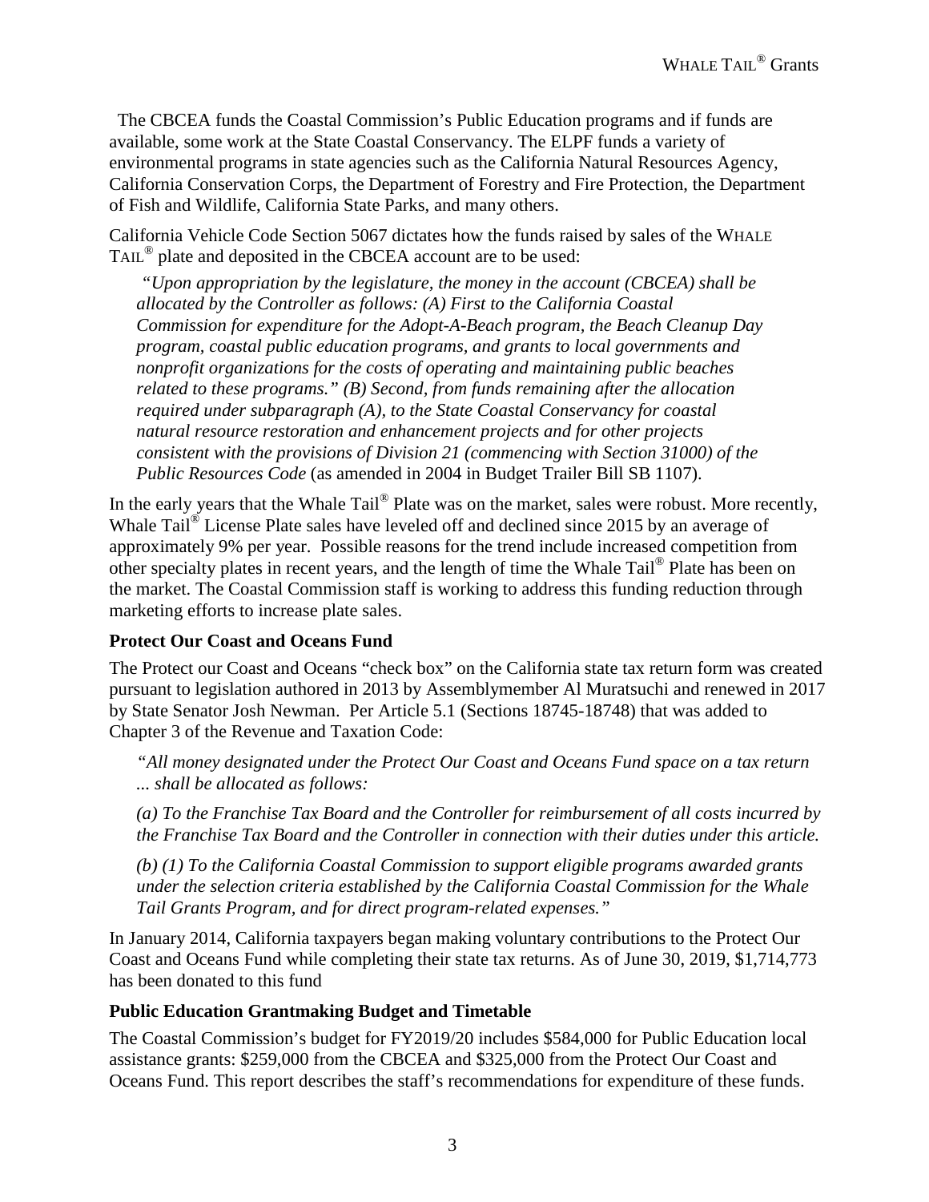The CBCEA funds the Coastal Commission's Public Education programs and if funds are available, some work at the State Coastal Conservancy. The ELPF funds a variety of environmental programs in state agencies such as the California Natural Resources Agency, California Conservation Corps, the Department of Forestry and Fire Protection, the Department of Fish and Wildlife, California State Parks, and many others.

California Vehicle Code Section 5067 dictates how the funds raised by sales of the WHALE TAIL® plate and deposited in the CBCEA account are to be used:

> *"Upon appropriation by the legislature, the money in the account (CBCEA) shall be allocated by the Controller as follows: (A) First to the California Coastal Commission for expenditure for the Adopt-A-Beach program, the Beach Cleanup Day program, coastal public education programs, and grants to local governments and nonprofit organizations for the costs of operating and maintaining public beaches related to these programs." (B) Second, from funds remaining after the allocation required under subparagraph (A), to the State Coastal Conservancy for coastal natural resource restoration and enhancement projects and for other projects consistent with the provisions of Division 21 (commencing with Section 31000) of the Public Resources Code* (as amended in 2004 in Budget Trailer Bill SB 1107).

In the early years that the Whale Tail® Plate was on the market, sales were robust. More recently, Whale Tail® License Plate sales have leveled off and declined since 2015 by an average of approximately 9% per year. Possible reasons for the trend include increased competition from other specialty plates in recent years, and the length of time the Whale Tail® Plate has been on the market. The Coastal Commission staff is working to address this funding reduction through marketing efforts to increase plate sales.

### Protect Our Coast and Oceans Fund

The Protect our Coast and Oceans "check box" on the California state tax return form was created pursuant to legislation authored in 2013 by Assemblymember Al Muratsuchi and renewed in 2017 by State Senator Josh Newman. Per Article 5.1 (Sections 18745-18748) that was added to Chapter 3 of the Revenue and Taxation Code:

> *"All money designated under the Protect Our Coast and Oceans Fund space on a tax return ... shall be allocated as follows:*
>
> *(a) To the Franchise Tax Board and the Controller for reimbursement of all costs incurred by the Franchise Tax Board and the Controller in connection with their duties under this article.*
>
> *(b) (1) To the California Coastal Commission to support eligible programs awarded grants under the selection criteria established by the California Coastal Commission for the Whale Tail Grants Program, and for direct program-related expenses."*

In January 2014, California taxpayers began making voluntary contributions to the Protect Our Coast and Oceans Fund while completing their state tax returns. As of June 30, 2019, $1,714,773 has been donated to this fund

### Public Education Grantmaking Budget and Timetable

The Coastal Commission's budget for FY2019/20 includes $584,000 for Public Education local assistance grants: $259,000 from the CBCEA and $325,000 from the Protect Our Coast and Oceans Fund. This report describes the staff's recommendations for expenditure of these funds.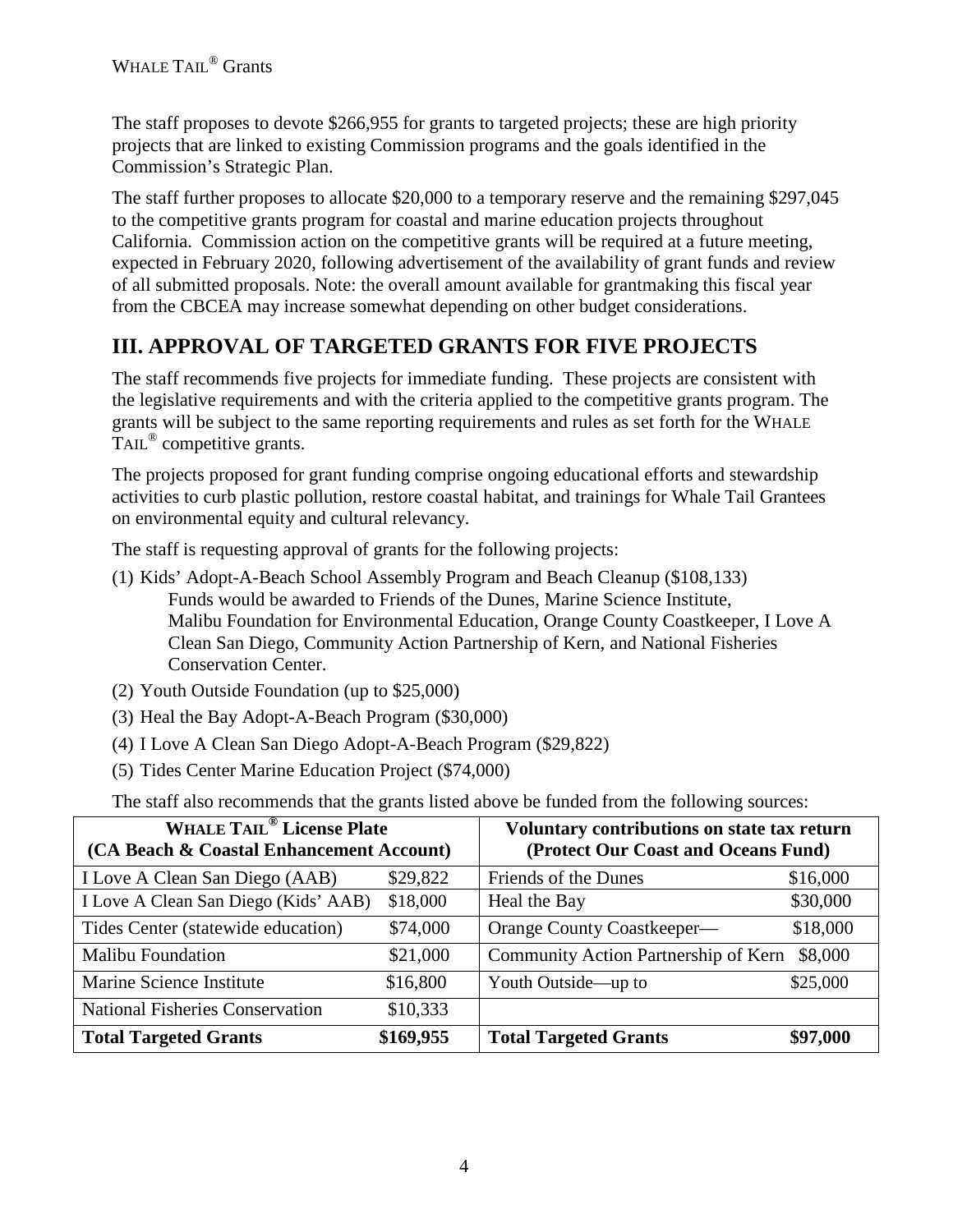The staff proposes to devote \$266,955 for grants to targeted projects; these are high priority projects that are linked to existing Commission programs and the goals identified in the Commission's Strategic Plan.

The staff further proposes to allocate \$20,000 to a temporary reserve and the remaining \$297,045 to the competitive grants program for coastal and marine education projects throughout California. Commission action on the competitive grants will be required at a future meeting, expected in February 2020, following advertisement of the availability of grant funds and review of all submitted proposals. Note: the overall amount available for grantmaking this fiscal year from the CBCEA may increase somewhat depending on other budget considerations.

## III. APPROVAL OF TARGETED GRANTS FOR FIVE PROJECTS

The staff recommends five projects for immediate funding. These projects are consistent with the legislative requirements and with the criteria applied to the competitive grants program. The grants will be subject to the same reporting requirements and rules as set forth for the WHALE TAIL® competitive grants.

The projects proposed for grant funding comprise ongoing educational efforts and stewardship activities to curb plastic pollution, restore coastal habitat, and trainings for Whale Tail Grantees on environmental equity and cultural relevancy.

The staff is requesting approval of grants for the following projects:

(1) Kids' Adopt-A-Beach School Assembly Program and Beach Cleanup (\$108,133)
    Funds would be awarded to Friends of the Dunes, Marine Science Institute, Malibu Foundation for Environmental Education, Orange County Coastkeeper, I Love A Clean San Diego, Community Action Partnership of Kern, and National Fisheries Conservation Center.

(2) Youth Outside Foundation (up to \$25,000)

(3) Heal the Bay Adopt-A-Beach Program (\$30,000)

(4) I Love A Clean San Diego Adopt-A-Beach Program (\$29,822)

(5) Tides Center Marine Education Project (\$74,000)

The staff also recommends that the grants listed above be funded from the following sources:

| **WHALE TAIL® License Plate (CA Beach & Coastal Enhancement Account)** | | **Voluntary contributions on state tax return (Protect Our Coast and Oceans Fund)** | |
|---|---|---|---|
| I Love A Clean San Diego (AAB) | \$29,822 | Friends of the Dunes | \$16,000 |
| I Love A Clean San Diego (Kids' AAB) | \$18,000 | Heal the Bay | \$30,000 |
| Tides Center (statewide education) | \$74,000 | Orange County Coastkeeper— | \$18,000 |
| Malibu Foundation | \$21,000 | Community Action Partnership of Kern | \$8,000 |
| Marine Science Institute | \$16,800 | Youth Outside—up to | \$25,000 |
| National Fisheries Conservation | \$10,333 | | |
| **Total Targeted Grants** | **\$169,955** | **Total Targeted Grants** | **\$97,000** |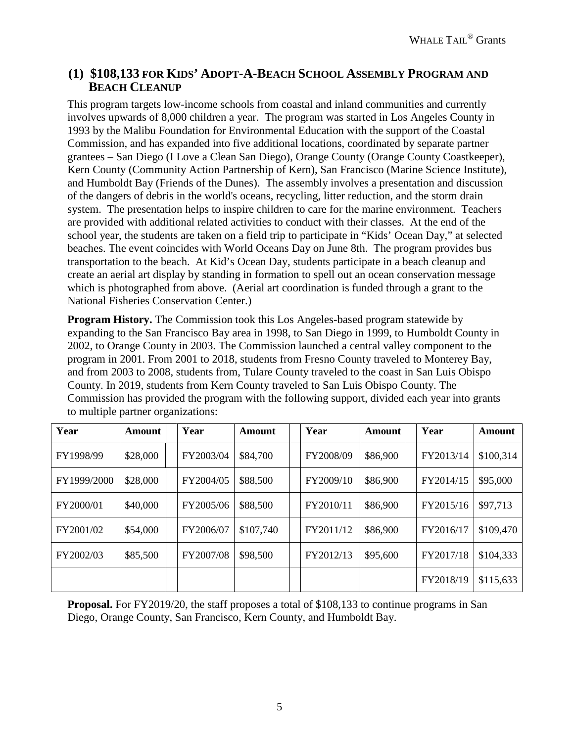## (1) $108,133 FOR KIDS' ADOPT-A-BEACH SCHOOL ASSEMBLY PROGRAM AND BEACH CLEANUP

This program targets low-income schools from coastal and inland communities and currently involves upwards of 8,000 children a year. The program was started in Los Angeles County in 1993 by the Malibu Foundation for Environmental Education with the support of the Coastal Commission, and has expanded into five additional locations, coordinated by separate partner grantees – San Diego (I Love a Clean San Diego), Orange County (Orange County Coastkeeper), Kern County (Community Action Partnership of Kern), San Francisco (Marine Science Institute), and Humboldt Bay (Friends of the Dunes). The assembly involves a presentation and discussion of the dangers of debris in the world's oceans, recycling, litter reduction, and the storm drain system. The presentation helps to inspire children to care for the marine environment. Teachers are provided with additional related activities to conduct with their classes. At the end of the school year, the students are taken on a field trip to participate in "Kids' Ocean Day," at selected beaches. The event coincides with World Oceans Day on June 8th. The program provides bus transportation to the beach. At Kid's Ocean Day, students participate in a beach cleanup and create an aerial art display by standing in formation to spell out an ocean conservation message which is photographed from above. (Aerial art coordination is funded through a grant to the National Fisheries Conservation Center.)

**Program History.** The Commission took this Los Angeles-based program statewide by expanding to the San Francisco Bay area in 1998, to San Diego in 1999, to Humboldt County in 2002, to Orange County in 2003. The Commission launched a central valley component to the program in 2001. From 2001 to 2018, students from Fresno County traveled to Monterey Bay, and from 2003 to 2008, students from, Tulare County traveled to the coast in San Luis Obispo County. In 2019, students from Kern County traveled to San Luis Obispo County. The Commission has provided the program with the following support, divided each year into grants to multiple partner organizations:

| Year | Amount | Year | Amount | Year | Amount | Year | Amount |
|---|---|---|---|---|---|---|---|
| FY1998/99 | $28,000 | FY2003/04 | $84,700 | FY2008/09 | $86,900 | FY2013/14 | $100,314 |
| FY1999/2000 | $28,000 | FY2004/05 | $88,500 | FY2009/10 | $86,900 | FY2014/15 | $95,000 |
| FY2000/01 | $40,000 | FY2005/06 | $88,500 | FY2010/11 | $86,900 | FY2015/16 | $97,713 |
| FY2001/02 | $54,000 | FY2006/07 | $107,740 | FY2011/12 | $86,900 | FY2016/17 | $109,470 |
| FY2002/03 | $85,500 | FY2007/08 | $98,500 | FY2012/13 | $95,600 | FY2017/18 | $104,333 |
| | | | | | | FY2018/19 | $115,633 |

**Proposal.** For FY2019/20, the staff proposes a total of $108,133 to continue programs in San Diego, Orange County, San Francisco, Kern County, and Humboldt Bay.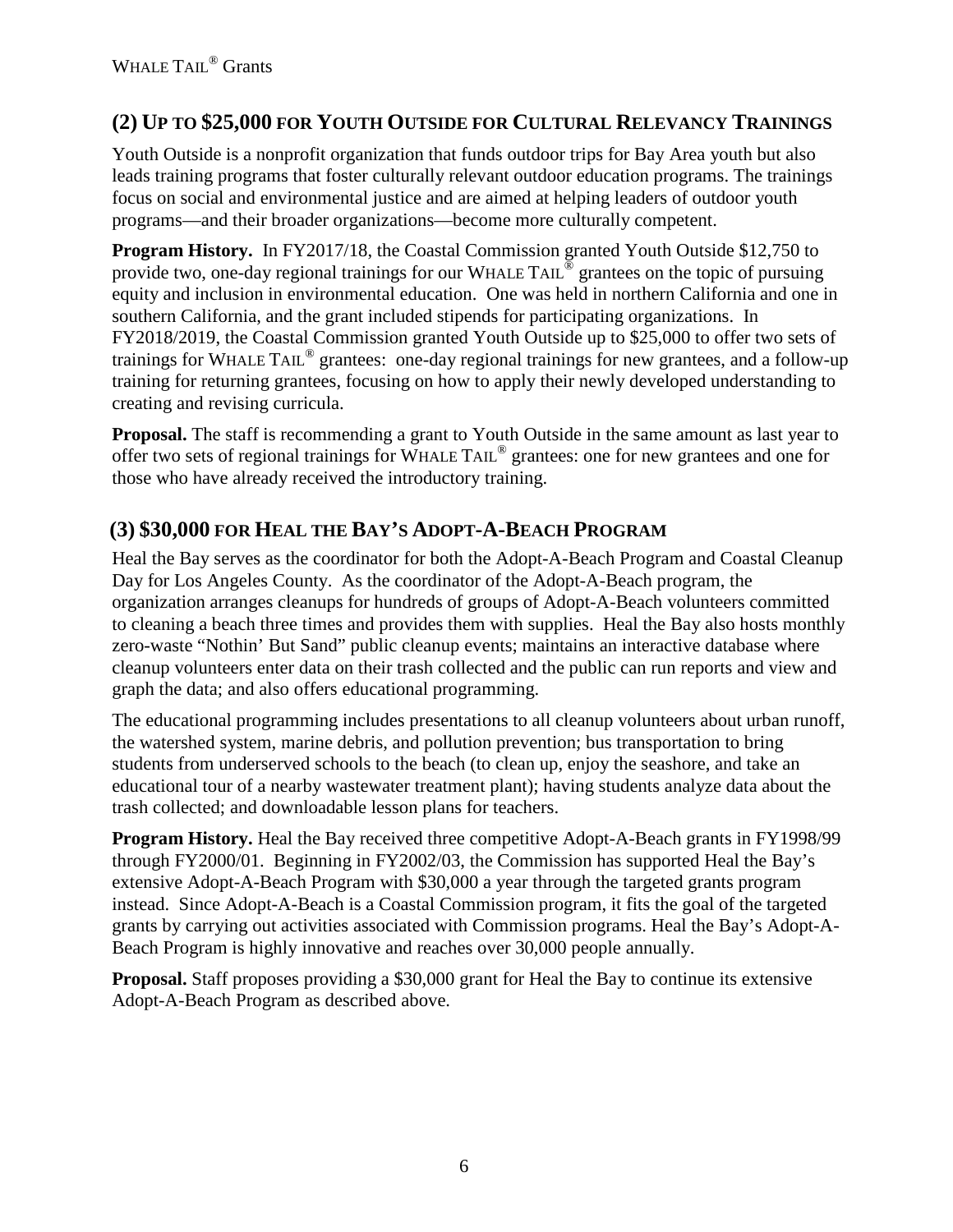## (2) Up to $25,000 for Youth Outside for Cultural Relevancy Trainings

Youth Outside is a nonprofit organization that funds outdoor trips for Bay Area youth but also leads training programs that foster culturally relevant outdoor education programs. The trainings focus on social and environmental justice and are aimed at helping leaders of outdoor youth programs—and their broader organizations—become more culturally competent.

**Program History.** In FY2017/18, the Coastal Commission granted Youth Outside $12,750 to provide two, one-day regional trainings for our WHALE TAIL® grantees on the topic of pursuing equity and inclusion in environmental education. One was held in northern California and one in southern California, and the grant included stipends for participating organizations. In FY2018/2019, the Coastal Commission granted Youth Outside up to $25,000 to offer two sets of trainings for WHALE TAIL® grantees: one-day regional trainings for new grantees, and a follow-up training for returning grantees, focusing on how to apply their newly developed understanding to creating and revising curricula.

**Proposal.** The staff is recommending a grant to Youth Outside in the same amount as last year to offer two sets of regional trainings for WHALE TAIL® grantees: one for new grantees and one for those who have already received the introductory training.

## (3) $30,000 for Heal the Bay's Adopt-A-Beach Program

Heal the Bay serves as the coordinator for both the Adopt-A-Beach Program and Coastal Cleanup Day for Los Angeles County. As the coordinator of the Adopt-A-Beach program, the organization arranges cleanups for hundreds of groups of Adopt-A-Beach volunteers committed to cleaning a beach three times and provides them with supplies. Heal the Bay also hosts monthly zero-waste "Nothin' But Sand" public cleanup events; maintains an interactive database where cleanup volunteers enter data on their trash collected and the public can run reports and view and graph the data; and also offers educational programming.

The educational programming includes presentations to all cleanup volunteers about urban runoff, the watershed system, marine debris, and pollution prevention; bus transportation to bring students from underserved schools to the beach (to clean up, enjoy the seashore, and take an educational tour of a nearby wastewater treatment plant); having students analyze data about the trash collected; and downloadable lesson plans for teachers.

**Program History.** Heal the Bay received three competitive Adopt-A-Beach grants in FY1998/99 through FY2000/01. Beginning in FY2002/03, the Commission has supported Heal the Bay's extensive Adopt-A-Beach Program with $30,000 a year through the targeted grants program instead. Since Adopt-A-Beach is a Coastal Commission program, it fits the goal of the targeted grants by carrying out activities associated with Commission programs. Heal the Bay's Adopt-A-Beach Program is highly innovative and reaches over 30,000 people annually.

**Proposal.** Staff proposes providing a $30,000 grant for Heal the Bay to continue its extensive Adopt-A-Beach Program as described above.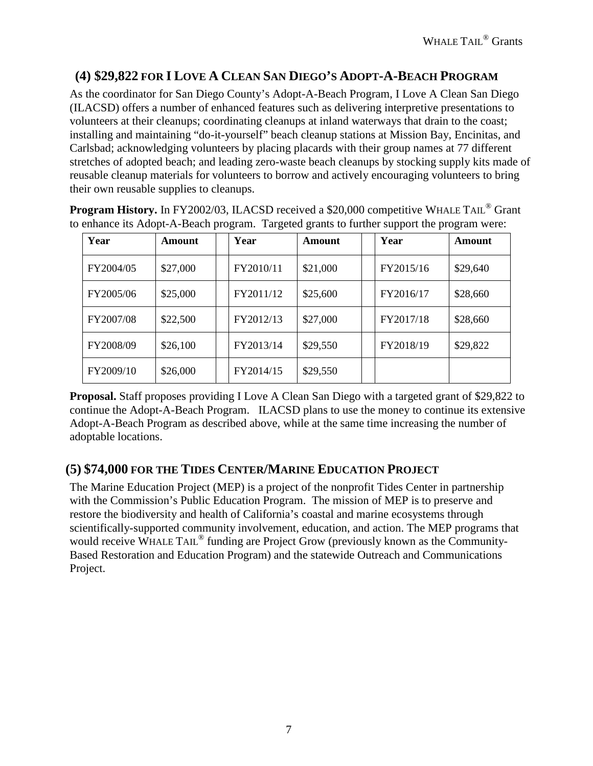## (4) $29,822 FOR I LOVE A CLEAN SAN DIEGO'S ADOPT-A-BEACH PROGRAM

As the coordinator for San Diego County's Adopt-A-Beach Program, I Love A Clean San Diego (ILACSD) offers a number of enhanced features such as delivering interpretive presentations to volunteers at their cleanups; coordinating cleanups at inland waterways that drain to the coast; installing and maintaining "do-it-yourself" beach cleanup stations at Mission Bay, Encinitas, and Carlsbad; acknowledging volunteers by placing placards with their group names at 77 different stretches of adopted beach; and leading zero-waste beach cleanups by stocking supply kits made of reusable cleanup materials for volunteers to borrow and actively encouraging volunteers to bring their own reusable supplies to cleanups.

**Program History.** In FY2002/03, ILACSD received a $20,000 competitive WHALE TAIL® Grant to enhance its Adopt-A-Beach program. Targeted grants to further support the program were:

| Year | Amount | | Year | Amount | | Year | Amount |
|---|---|---|---|---|---|---|---|
| FY2004/05 | $27,000 | | FY2010/11 | $21,000 | | FY2015/16 | $29,640 |
| FY2005/06 | $25,000 | | FY2011/12 | $25,600 | | FY2016/17 | $28,660 |
| FY2007/08 | $22,500 | | FY2012/13 | $27,000 | | FY2017/18 | $28,660 |
| FY2008/09 | $26,100 | | FY2013/14 | $29,550 | | FY2018/19 | $29,822 |
| FY2009/10 | $26,000 | | FY2014/15 | $29,550 | | | |

**Proposal.** Staff proposes providing I Love A Clean San Diego with a targeted grant of $29,822 to continue the Adopt-A-Beach Program. ILACSD plans to use the money to continue its extensive Adopt-A-Beach Program as described above, while at the same time increasing the number of adoptable locations.

## (5) $74,000 FOR THE TIDES CENTER/MARINE EDUCATION PROJECT

The Marine Education Project (MEP) is a project of the nonprofit Tides Center in partnership with the Commission's Public Education Program. The mission of MEP is to preserve and restore the biodiversity and health of California's coastal and marine ecosystems through scientifically-supported community involvement, education, and action. The MEP programs that would receive WHALE TAIL® funding are Project Grow (previously known as the Community-Based Restoration and Education Program) and the statewide Outreach and Communications Project.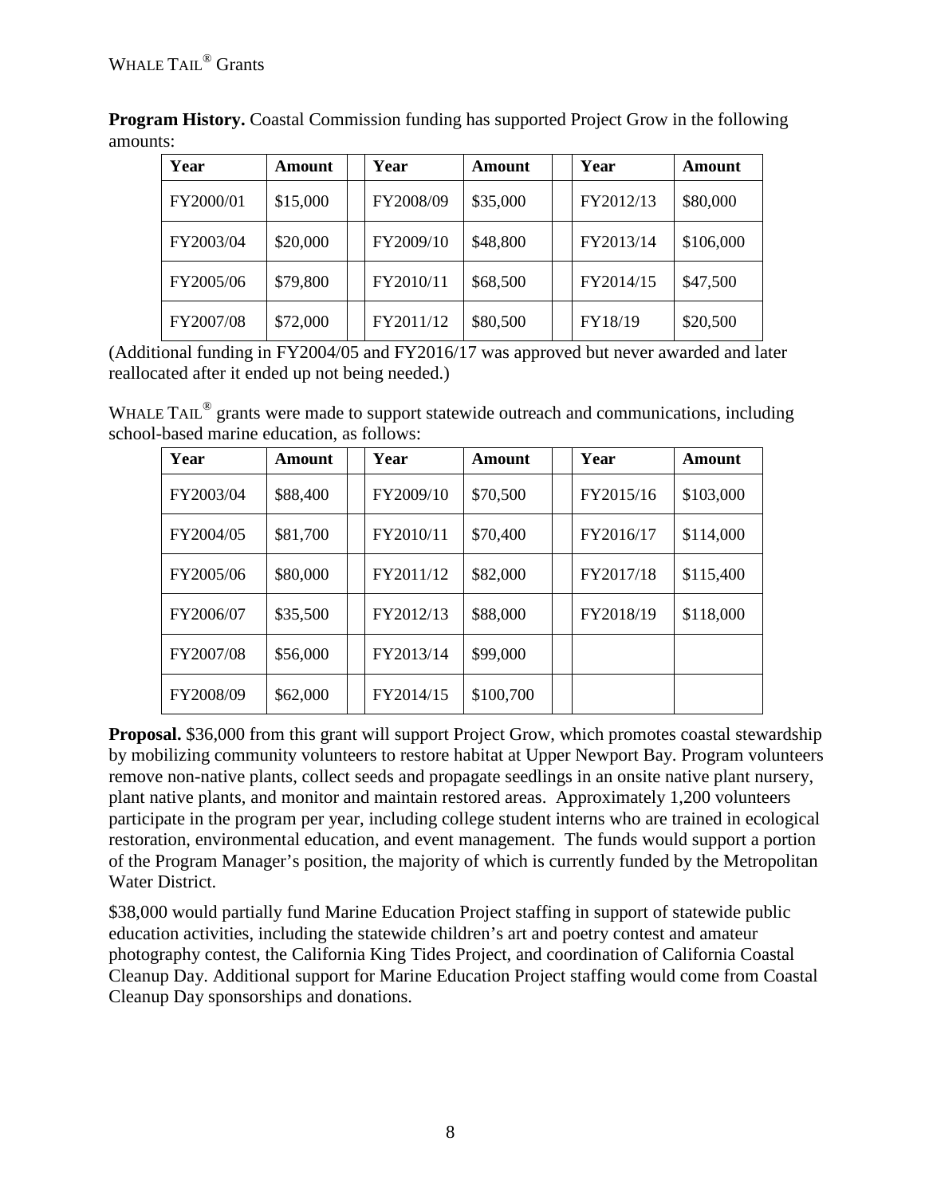**Program History.** Coastal Commission funding has supported Project Grow in the following amounts:

| Year | Amount | | Year | Amount | | Year | Amount |
|---|---|---|---|---|---|---|---|
| FY2000/01 | $15,000 | | FY2008/09 | $35,000 | | FY2012/13 | $80,000 |
| FY2003/04 | $20,000 | | FY2009/10 | $48,800 | | FY2013/14 | $106,000 |
| FY2005/06 | $79,800 | | FY2010/11 | $68,500 | | FY2014/15 | $47,500 |
| FY2007/08 | $72,000 | | FY2011/12 | $80,500 | | FY18/19 | $20,500 |

(Additional funding in FY2004/05 and FY2016/17 was approved but never awarded and later reallocated after it ended up not being needed.)

WHALE TAIL® grants were made to support statewide outreach and communications, including school-based marine education, as follows:

| Year | Amount | | Year | Amount | | Year | Amount |
|---|---|---|---|---|---|---|---|
| FY2003/04 | $88,400 | | FY2009/10 | $70,500 | | FY2015/16 | $103,000 |
| FY2004/05 | $81,700 | | FY2010/11 | $70,400 | | FY2016/17 | $114,000 |
| FY2005/06 | $80,000 | | FY2011/12 | $82,000 | | FY2017/18 | $115,400 |
| FY2006/07 | $35,500 | | FY2012/13 | $88,000 | | FY2018/19 | $118,000 |
| FY2007/08 | $56,000 | | FY2013/14 | $99,000 | | | |
| FY2008/09 | $62,000 | | FY2014/15 | $100,700 | | | |

**Proposal.** $36,000 from this grant will support Project Grow, which promotes coastal stewardship by mobilizing community volunteers to restore habitat at Upper Newport Bay. Program volunteers remove non-native plants, collect seeds and propagate seedlings in an onsite native plant nursery, plant native plants, and monitor and maintain restored areas. Approximately 1,200 volunteers participate in the program per year, including college student interns who are trained in ecological restoration, environmental education, and event management. The funds would support a portion of the Program Manager's position, the majority of which is currently funded by the Metropolitan Water District.

$38,000 would partially fund Marine Education Project staffing in support of statewide public education activities, including the statewide children's art and poetry contest and amateur photography contest, the California King Tides Project, and coordination of California Coastal Cleanup Day. Additional support for Marine Education Project staffing would come from Coastal Cleanup Day sponsorships and donations.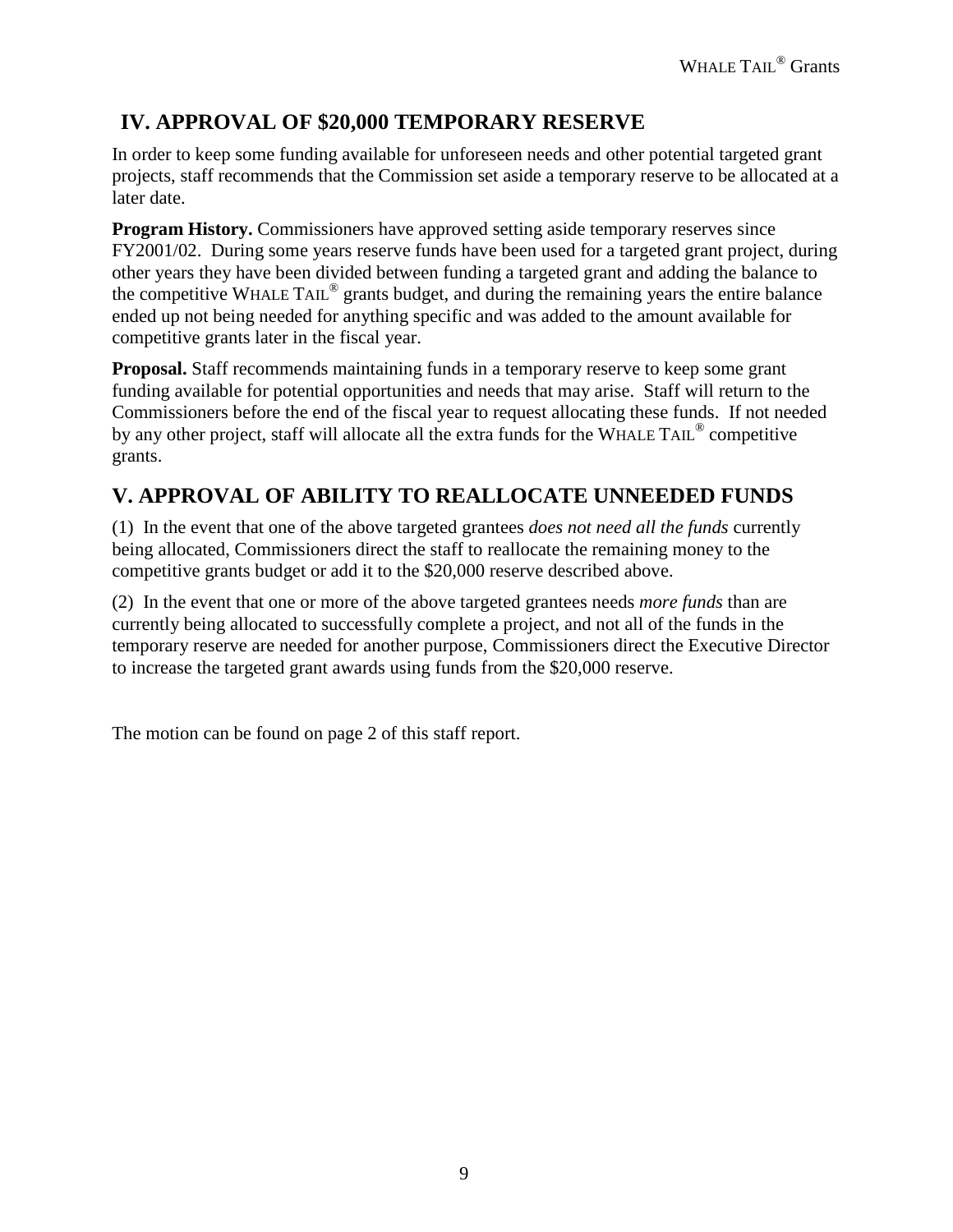## IV. APPROVAL OF $20,000 TEMPORARY RESERVE

In order to keep some funding available for unforeseen needs and other potential targeted grant projects, staff recommends that the Commission set aside a temporary reserve to be allocated at a later date.

**Program History.** Commissioners have approved setting aside temporary reserves since FY2001/02. During some years reserve funds have been used for a targeted grant project, during other years they have been divided between funding a targeted grant and adding the balance to the competitive WHALE TAIL® grants budget, and during the remaining years the entire balance ended up not being needed for anything specific and was added to the amount available for competitive grants later in the fiscal year.

**Proposal.** Staff recommends maintaining funds in a temporary reserve to keep some grant funding available for potential opportunities and needs that may arise. Staff will return to the Commissioners before the end of the fiscal year to request allocating these funds. If not needed by any other project, staff will allocate all the extra funds for the WHALE TAIL® competitive grants.

## V. APPROVAL OF ABILITY TO REALLOCATE UNNEEDED FUNDS

(1) In the event that one of the above targeted grantees *does not need all the funds* currently being allocated, Commissioners direct the staff to reallocate the remaining money to the competitive grants budget or add it to the $20,000 reserve described above.

(2) In the event that one or more of the above targeted grantees needs *more funds* than are currently being allocated to successfully complete a project, and not all of the funds in the temporary reserve are needed for another purpose, Commissioners direct the Executive Director to increase the targeted grant awards using funds from the $20,000 reserve.

The motion can be found on page 2 of this staff report.